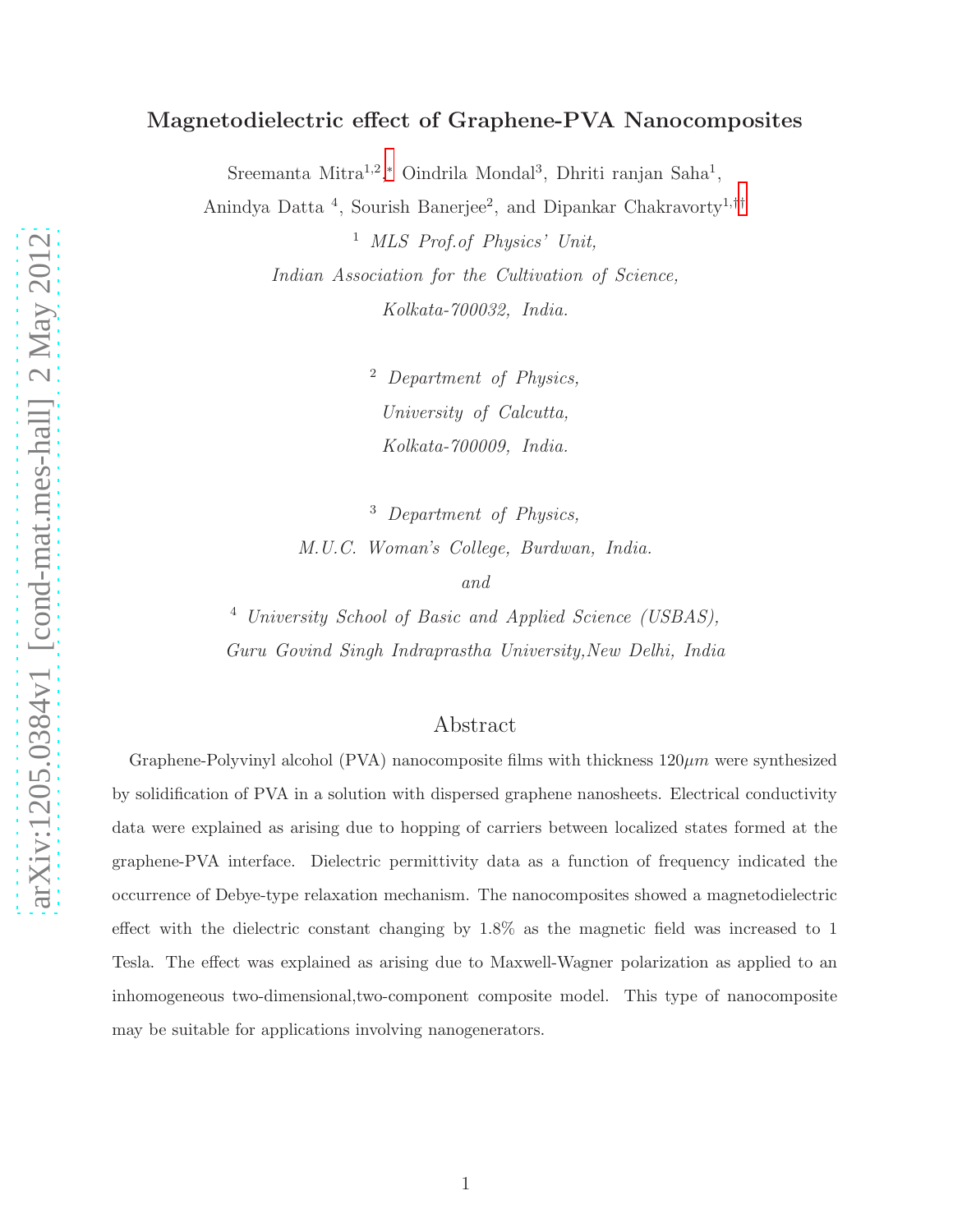# Magnetodielectric effect of Graphene-PVA Nanocomposites

Sreemanta Mitra[1,2,*] Oindrila Mondal[3], Dhriti ranjan Saha[1], Anindya Datta [4], Sourish Banerjee[2], and Dipankar Chakravorty[1,††]

[1] *MLS Prof.of Physics' Unit, Indian Association for the Cultivation of Science, Kolkata-700032, India.*

[2] *Department of Physics, University of Calcutta, Kolkata-700009, India.*

[3] *Department of Physics, M.U.C. Woman's College, Burdwan, India.*

*and*

[4] *University School of Basic and Applied Science (USBAS), Guru Govind Singh Indraprastha University,New Delhi, India*

## Abstract

Graphene-Polyvinyl alcohol (PVA) nanocomposite films with thickness $120\mu m$ were synthesized by solidification of PVA in a solution with dispersed graphene nanosheets. Electrical conductivity data were explained as arising due to hopping of carriers between localized states formed at the graphene-PVA interface. Dielectric permittivity data as a function of frequency indicated the occurrence of Debye-type relaxation mechanism. The nanocomposites showed a magnetodielectric effect with the dielectric constant changing by 1.8% as the magnetic field was increased to 1 Tesla. The effect was explained as arising due to Maxwell-Wagner polarization as applied to an inhomogeneous two-dimensional,two-component composite model. This type of nanocomposite may be suitable for applications involving nanogenerators.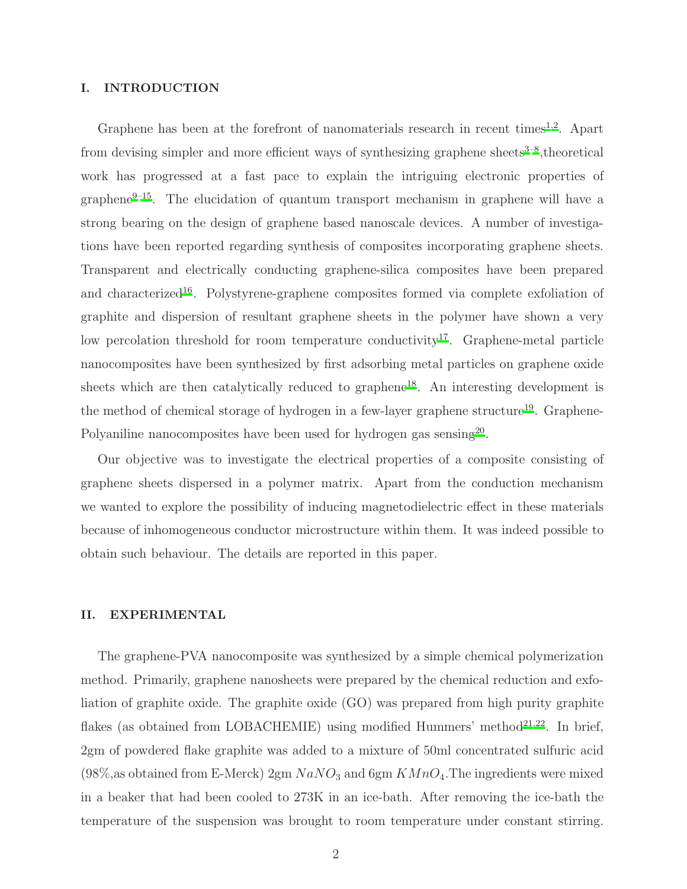## I. INTRODUCTION

Graphene has been at the forefront of nanomaterials research in recent times[1,2]. Apart from devising simpler and more efficient ways of synthesizing graphene sheets[3–8],theoretical work has progressed at a fast pace to explain the intriguing electronic properties of graphene[9–15]. The elucidation of quantum transport mechanism in graphene will have a strong bearing on the design of graphene based nanoscale devices. A number of investigations have been reported regarding synthesis of composites incorporating graphene sheets. Transparent and electrically conducting graphene-silica composites have been prepared and characterized[16]. Polystyrene-graphene composites formed via complete exfoliation of graphite and dispersion of resultant graphene sheets in the polymer have shown a very low percolation threshold for room temperature conductivity[17]. Graphene-metal particle nanocomposites have been synthesized by first adsorbing metal particles on graphene oxide sheets which are then catalytically reduced to graphene[18]. An interesting development is the method of chemical storage of hydrogen in a few-layer graphene structure[19]. Graphene-Polyaniline nanocomposites have been used for hydrogen gas sensing[20].

Our objective was to investigate the electrical properties of a composite consisting of graphene sheets dispersed in a polymer matrix. Apart from the conduction mechanism we wanted to explore the possibility of inducing magnetodielectric effect in these materials because of inhomogeneous conductor microstructure within them. It was indeed possible to obtain such behaviour. The details are reported in this paper.

## II. EXPERIMENTAL

The graphene-PVA nanocomposite was synthesized by a simple chemical polymerization method. Primarily, graphene nanosheets were prepared by the chemical reduction and exfoliation of graphite oxide. The graphite oxide (GO) was prepared from high purity graphite flakes (as obtained from LOBACHEMIE) using modified Hummers' method[21,22]. In brief, 2gm of powdered flake graphite was added to a mixture of 50ml concentrated sulfuric acid (98%,as obtained from E-Merck) 2gm $NaNO_3$ and 6gm $KMnO_4$.The ingredients were mixed in a beaker that had been cooled to 273K in an ice-bath. After removing the ice-bath the temperature of the suspension was brought to room temperature under constant stirring.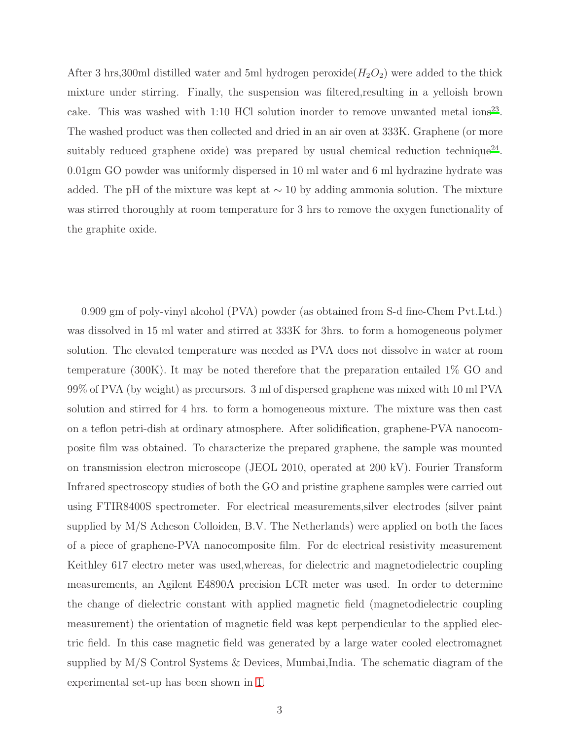After 3 hrs,300ml distilled water and 5ml hydrogen peroxide($H_2O_2$) were added to the thick mixture under stirring. Finally, the suspension was filtered,resulting in a yelloish brown cake. This was washed with 1:10 HCl solution inorder to remove unwanted metal ions[23]. The washed product was then collected and dried in an air oven at 333K. Graphene (or more suitably reduced graphene oxide) was prepared by usual chemical reduction technique[24]. 0.01gm GO powder was uniformly dispersed in 10 ml water and 6 ml hydrazine hydrate was added. The pH of the mixture was kept at $\sim 10$ by adding ammonia solution. The mixture was stirred thoroughly at room temperature for 3 hrs to remove the oxygen functionality of the graphite oxide.

0.909 gm of poly-vinyl alcohol (PVA) powder (as obtained from S-d fine-Chem Pvt.Ltd.) was dissolved in 15 ml water and stirred at 333K for 3hrs. to form a homogeneous polymer solution. The elevated temperature was needed as PVA does not dissolve in water at room temperature (300K). It may be noted therefore that the preparation entailed 1% GO and 99% of PVA (by weight) as precursors. 3 ml of dispersed graphene was mixed with 10 ml PVA solution and stirred for 4 hrs. to form a homogeneous mixture. The mixture was then cast on a teflon petri-dish at ordinary atmosphere. After solidification, graphene-PVA nanocomposite film was obtained. To characterize the prepared graphene, the sample was mounted on transmission electron microscope (JEOL 2010, operated at 200 kV). Fourier Transform Infrared spectroscopy studies of both the GO and pristine graphene samples were carried out using FTIR8400S spectrometer. For electrical measurements,silver electrodes (silver paint supplied by M/S Acheson Colloiden, B.V. The Netherlands) were applied on both the faces of a piece of graphene-PVA nanocomposite film. For dc electrical resistivity measurement Keithley 617 electro meter was used,whereas, for dielectric and magnetodielectric coupling measurements, an Agilent E4890A precision LCR meter was used. In order to determine the change of dielectric constant with applied magnetic field (magnetodielectric coupling measurement) the orientation of magnetic field was kept perpendicular to the applied electric field. In this case magnetic field was generated by a large water cooled electromagnet supplied by M/S Control Systems & Devices, Mumbai,India. The schematic diagram of the experimental set-up has been shown in 1.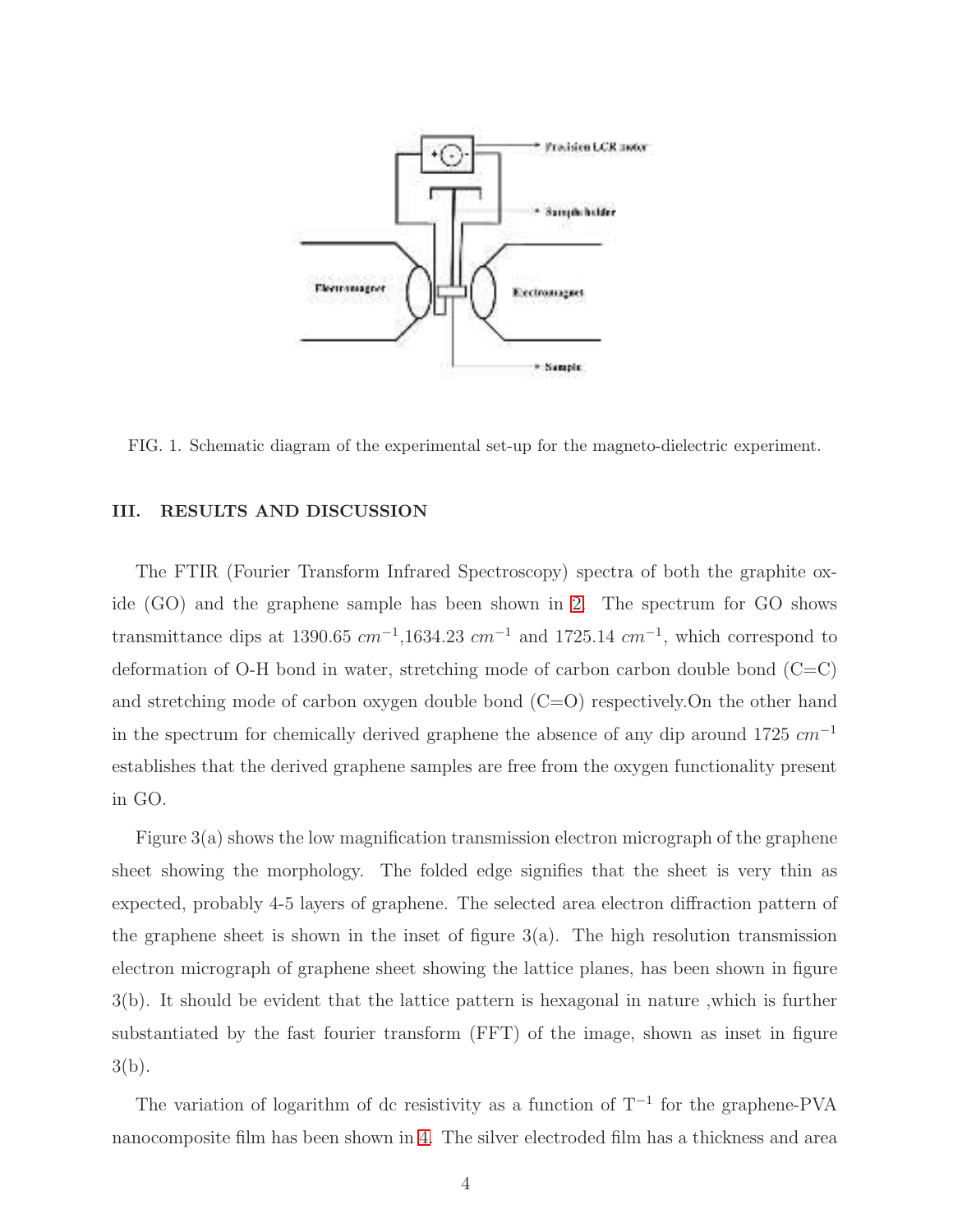FIG. 1. Schematic diagram of the experimental set-up for the magneto-dielectric experiment.

## III. RESULTS AND DISCUSSION

The FTIR (Fourier Transform Infrared Spectroscopy) spectra of both the graphite oxide (GO) and the graphene sample has been shown in 2. The spectrum for GO shows transmittance dips at 1390.65 $cm^{-1}$,1634.23 $cm^{-1}$ and 1725.14 $cm^{-1}$, which correspond to deformation of O-H bond in water, stretching mode of carbon carbon double bond (C=C) and stretching mode of carbon oxygen double bond (C=O) respectively.On the other hand in the spectrum for chemically derived graphene the absence of any dip around 1725 $cm^{-1}$ establishes that the derived graphene samples are free from the oxygen functionality present in GO.

Figure 3(a) shows the low magnification transmission electron micrograph of the graphene sheet showing the morphology. The folded edge signifies that the sheet is very thin as expected, probably 4-5 layers of graphene. The selected area electron diffraction pattern of the graphene sheet is shown in the inset of figure 3(a). The high resolution transmission electron micrograph of graphene sheet showing the lattice planes, has been shown in figure 3(b). It should be evident that the lattice pattern is hexagonal in nature ,which is further substantiated by the fast fourier transform (FFT) of the image, shown as inset in figure 3(b).

The variation of logarithm of dc resistivity as a function of $T^{-1}$ for the graphene-PVA nanocomposite film has been shown in 4. The silver electroded film has a thickness and area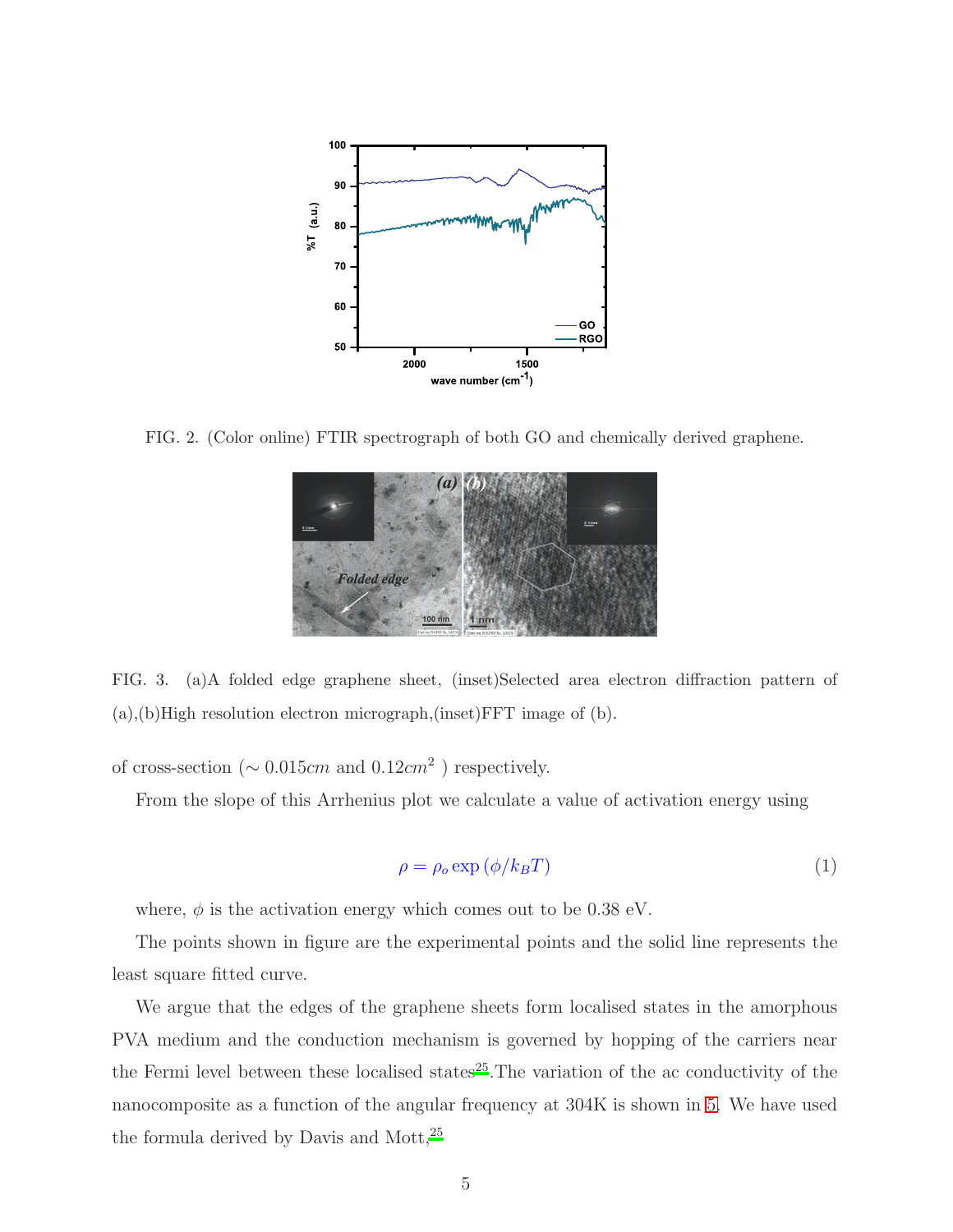FIG. 2. (Color online) FTIR spectrograph of both GO and chemically derived graphene.

FIG. 3. (a)A folded edge graphene sheet, (inset)Selected area electron diffraction pattern of (a),(b)High resolution electron micrograph,(inset)FFT image of (b).

of cross-section ($\sim 0.015cm$ and $0.12cm^2$ ) respectively.

From the slope of this Arrhenius plot we calculate a value of activation energy using

$$\rho = \rho_o \exp\left(\phi/k_B T\right) \tag{1}$$

where, $\phi$ is the activation energy which comes out to be 0.38 eV.

The points shown in figure are the experimental points and the solid line represents the least square fitted curve.

We argue that the edges of the graphene sheets form localised states in the amorphous PVA medium and the conduction mechanism is governed by hopping of the carriers near the Fermi level between these localised states[25].The variation of the ac conductivity of the nanocomposite as a function of the angular frequency at 304K is shown in 5. We have used the formula derived by Davis and Mott,[25]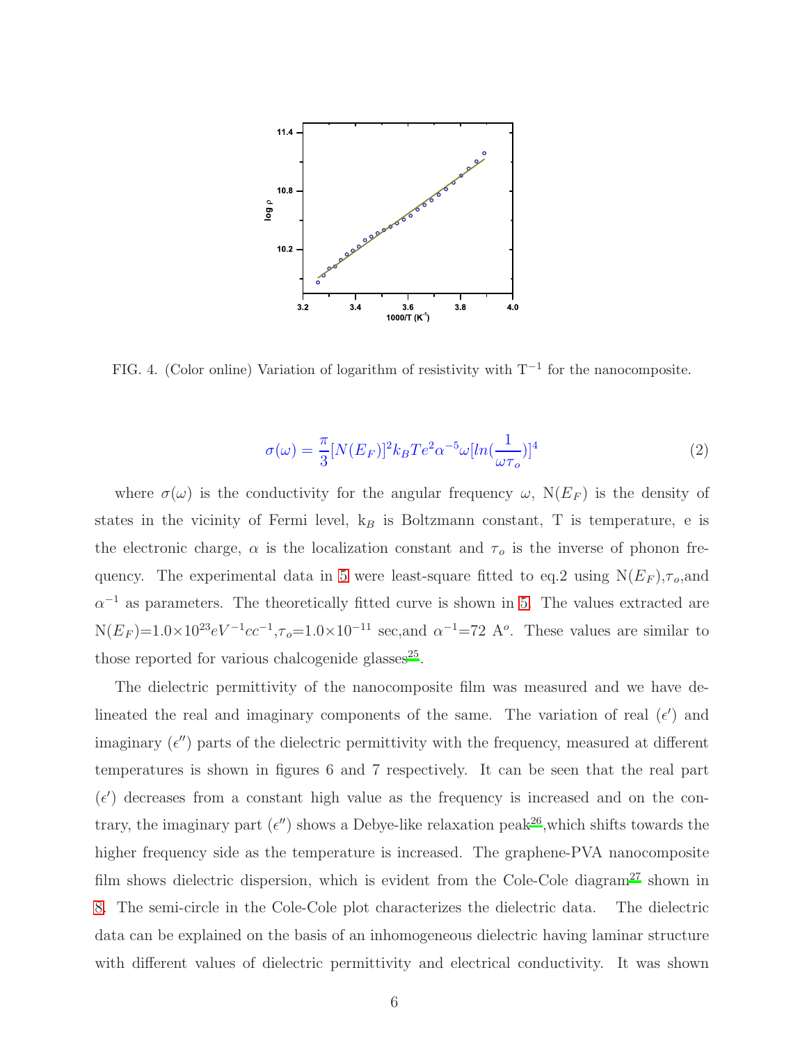FIG. 4. (Color online) Variation of logarithm of resistivity with $T^{-1}$ for the nanocomposite.

$$\sigma(\omega) = \frac{\pi}{3}[N(E_F)]^2 k_B T e^2 \alpha^{-5} \omega [ln(\frac{1}{\omega \tau_o})]^4 \tag{2}$$

where $\sigma(\omega)$ is the conductivity for the angular frequency $\omega$, $N(E_F)$ is the density of states in the vicinity of Fermi level, $k_B$ is Boltzmann constant, T is temperature, e is the electronic charge, $\alpha$ is the localization constant and $\tau_o$ is the inverse of phonon frequency. The experimental data in 5 were least-square fitted to eq.2 using $N(E_F)$,$\tau_o$,and $\alpha^{-1}$ as parameters. The theoretically fitted curve is shown in 5. The values extracted are $N(E_F)$=$1.0\times10^{23} eV^{-1}cc^{-1}$,$\tau_o$=$1.0\times10^{-11}$ sec,and $\alpha^{-1}$=72 $A^o$. These values are similar to those reported for various chalcogenide glasses[25].

The dielectric permittivity of the nanocomposite film was measured and we have delineated the real and imaginary components of the same. The variation of real ($\epsilon'$) and imaginary ($\epsilon''$) parts of the dielectric permittivity with the frequency, measured at different temperatures is shown in figures 6 and 7 respectively. It can be seen that the real part ($\epsilon'$) decreases from a constant high value as the frequency is increased and on the contrary, the imaginary part ($\epsilon''$) shows a Debye-like relaxation peak[26],which shifts towards the higher frequency side as the temperature is increased. The graphene-PVA nanocomposite film shows dielectric dispersion, which is evident from the Cole-Cole diagram[27] shown in 8. The semi-circle in the Cole-Cole plot characterizes the dielectric data. The dielectric data can be explained on the basis of an inhomogeneous dielectric having laminar structure with different values of dielectric permittivity and electrical conductivity. It was shown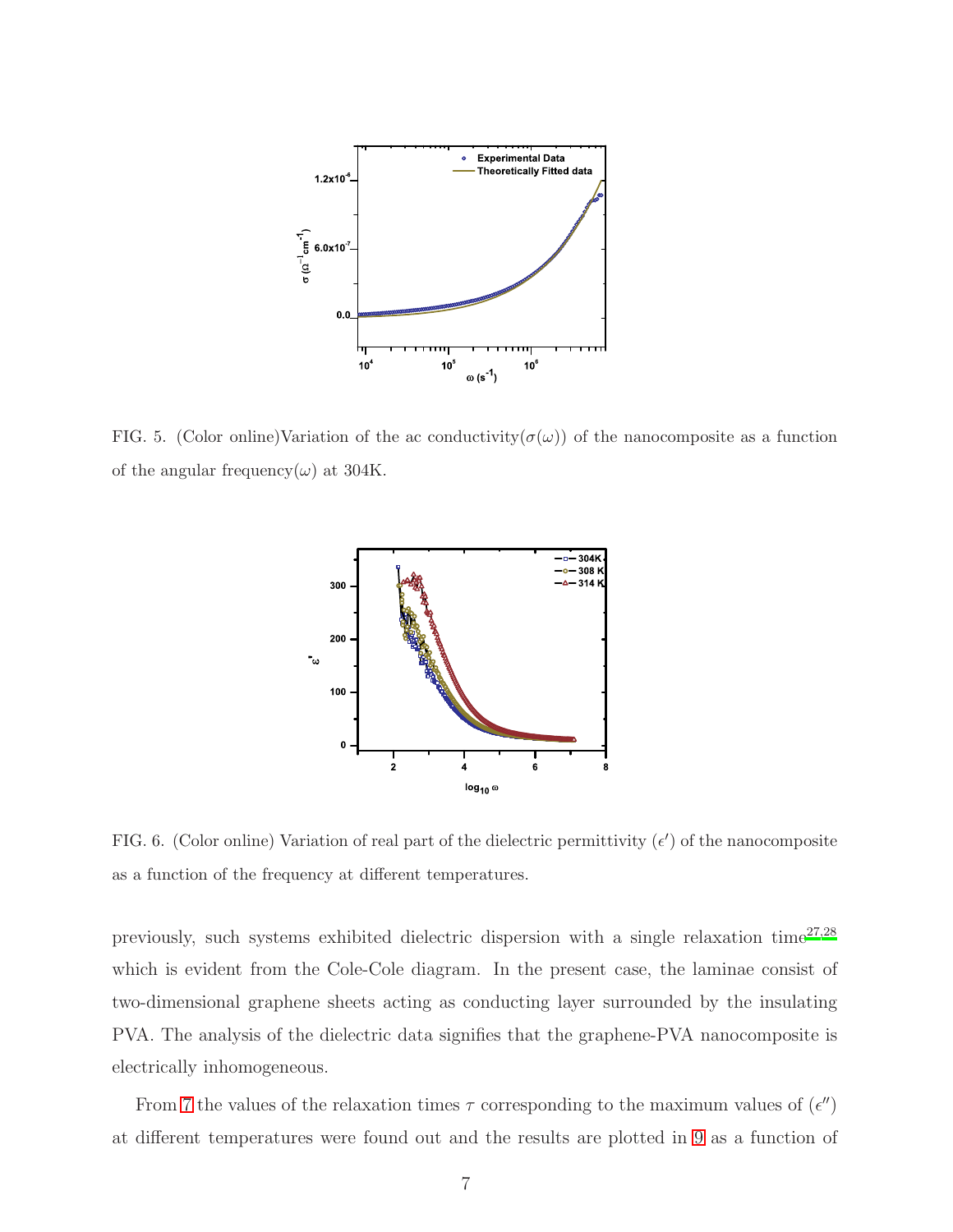FIG. 5. (Color online)Variation of the ac conductivity($\sigma(\omega)$) of the nanocomposite as a function of the angular frequency($\omega$) at 304K.

FIG. 6. (Color online) Variation of real part of the dielectric permittivity ($\epsilon'$) of the nanocomposite as a function of the frequency at different temperatures.

previously, such systems exhibited dielectric dispersion with a single relaxation time[27,28] which is evident from the Cole-Cole diagram. In the present case, the laminae consist of two-dimensional graphene sheets acting as conducting layer surrounded by the insulating PVA. The analysis of the dielectric data signifies that the graphene-PVA nanocomposite is electrically inhomogeneous.

From 7 the values of the relaxation times $\tau$ corresponding to the maximum values of ($\epsilon''$) at different temperatures were found out and the results are plotted in 9 as a function of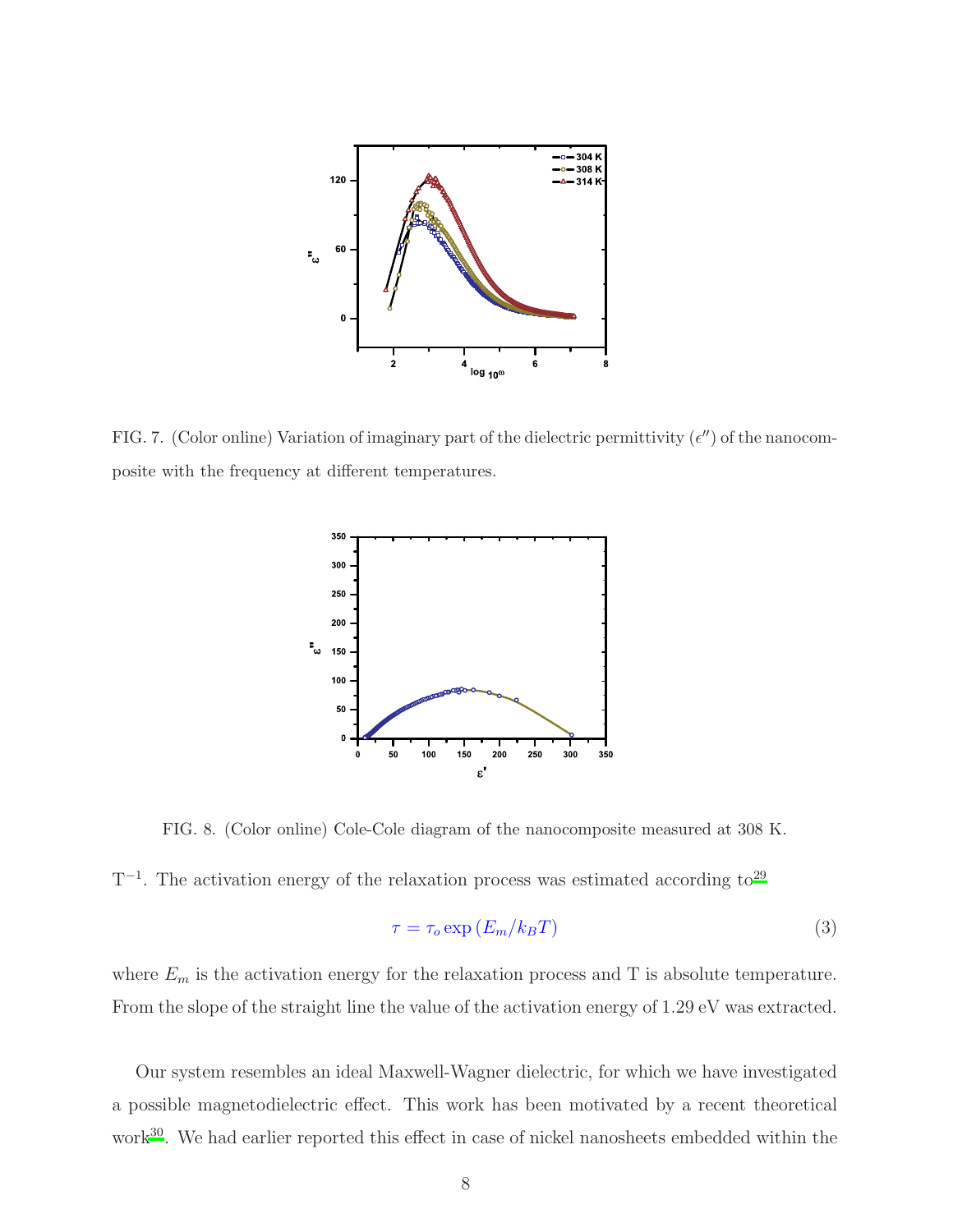FIG. 7. (Color online) Variation of imaginary part of the dielectric permittivity ($\epsilon''$) of the nanocomposite with the frequency at different temperatures.

FIG. 8. (Color online) Cole-Cole diagram of the nanocomposite measured at 308 K.

$T^{-1}$. The activation energy of the relaxation process was estimated according to[29]

$$\tau = \tau_o \exp\left(E_m/k_B T\right) \tag{3}$$

where $E_m$ is the activation energy for the relaxation process and T is absolute temperature. From the slope of the straight line the value of the activation energy of 1.29 eV was extracted.

Our system resembles an ideal Maxwell-Wagner dielectric, for which we have investigated a possible magnetodielectric effect. This work has been motivated by a recent theoretical work[30]. We had earlier reported this effect in case of nickel nanosheets embedded within the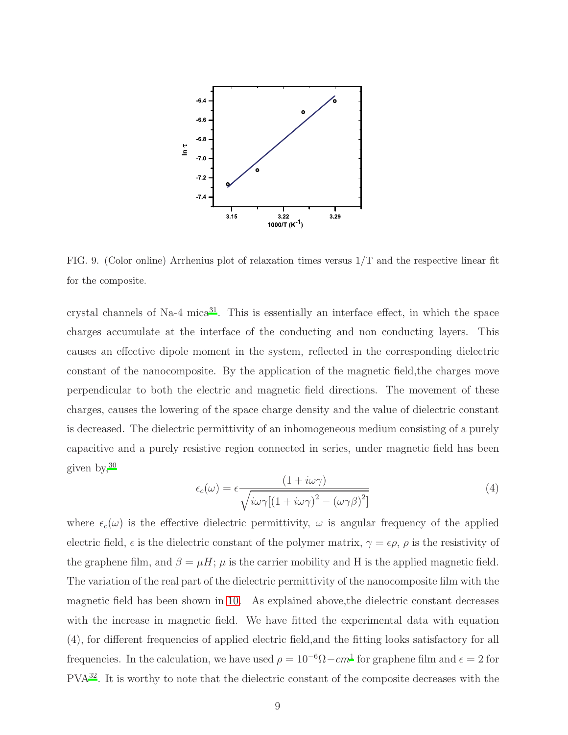FIG. 9. (Color online) Arrhenius plot of relaxation times versus 1/T and the respective linear fit for the composite.

crystal channels of Na-4 mica[31]. This is essentially an interface effect, in which the space charges accumulate at the interface of the conducting and non conducting layers. This causes an effective dipole moment in the system, reflected in the corresponding dielectric constant of the nanocomposite. By the application of the magnetic field,the charges move perpendicular to both the electric and magnetic field directions. The movement of these charges, causes the lowering of the space charge density and the value of dielectric constant is decreased. The dielectric permittivity of an inhomogeneous medium consisting of a purely capacitive and a purely resistive region connected in series, under magnetic field has been given by,[30]

$$\epsilon_c(\omega) = \epsilon \frac{(1 + i\omega\gamma)}{\sqrt{i\omega\gamma[(1 + i\omega\gamma)^2 - (\omega\gamma\beta)^2]}} \tag{4}$$

where $\epsilon_c(\omega)$ is the effective dielectric permittivity, $\omega$ is angular frequency of the applied electric field, $\epsilon$ is the dielectric constant of the polymer matrix, $\gamma = \epsilon\rho$, $\rho$ is the resistivity of the graphene film, and $\beta = \mu H$; $\mu$ is the carrier mobility and H is the applied magnetic field. The variation of the real part of the dielectric permittivity of the nanocomposite film with the magnetic field has been shown in 10. As explained above,the dielectric constant decreases with the increase in magnetic field. We have fitted the experimental data with equation (4), for different frequencies of applied electric field,and the fitting looks satisfactory for all frequencies. In the calculation, we have used $\rho = 10^{-6}\Omega - cm^{1}$ for graphene film and $\epsilon = 2$ for PVA[32]. It is worthy to note that the dielectric constant of the composite decreases with the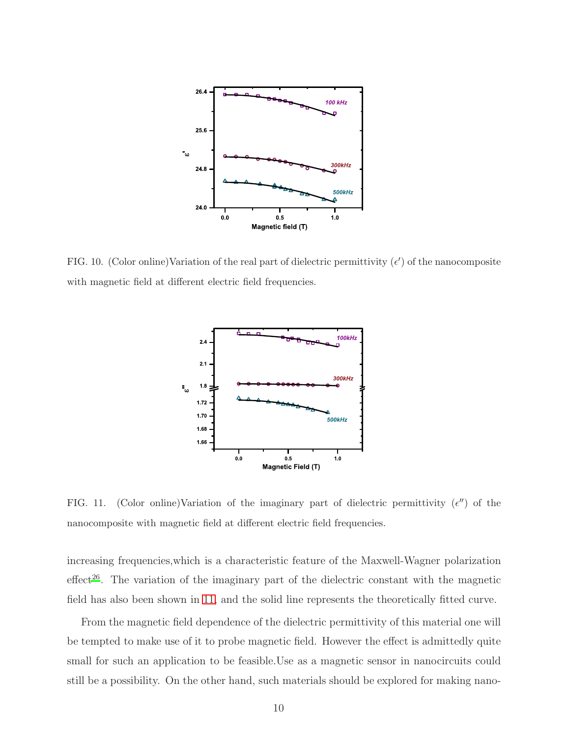FIG. 10. (Color online)Variation of the real part of dielectric permittivity ($\epsilon'$) of the nanocomposite with magnetic field at different electric field frequencies.

FIG. 11. (Color online)Variation of the imaginary part of dielectric permittivity ($\epsilon''$) of the nanocomposite with magnetic field at different electric field frequencies.

increasing frequencies,which is a characteristic feature of the Maxwell-Wagner polarization effect[26]. The variation of the imaginary part of the dielectric constant with the magnetic field has also been shown in 11, and the solid line represents the theoretically fitted curve.

From the magnetic field dependence of the dielectric permittivity of this material one will be tempted to make use of it to probe magnetic field. However the effect is admittedly quite small for such an application to be feasible.Use as a magnetic sensor in nanocircuits could still be a possibility. On the other hand, such materials should be explored for making nano-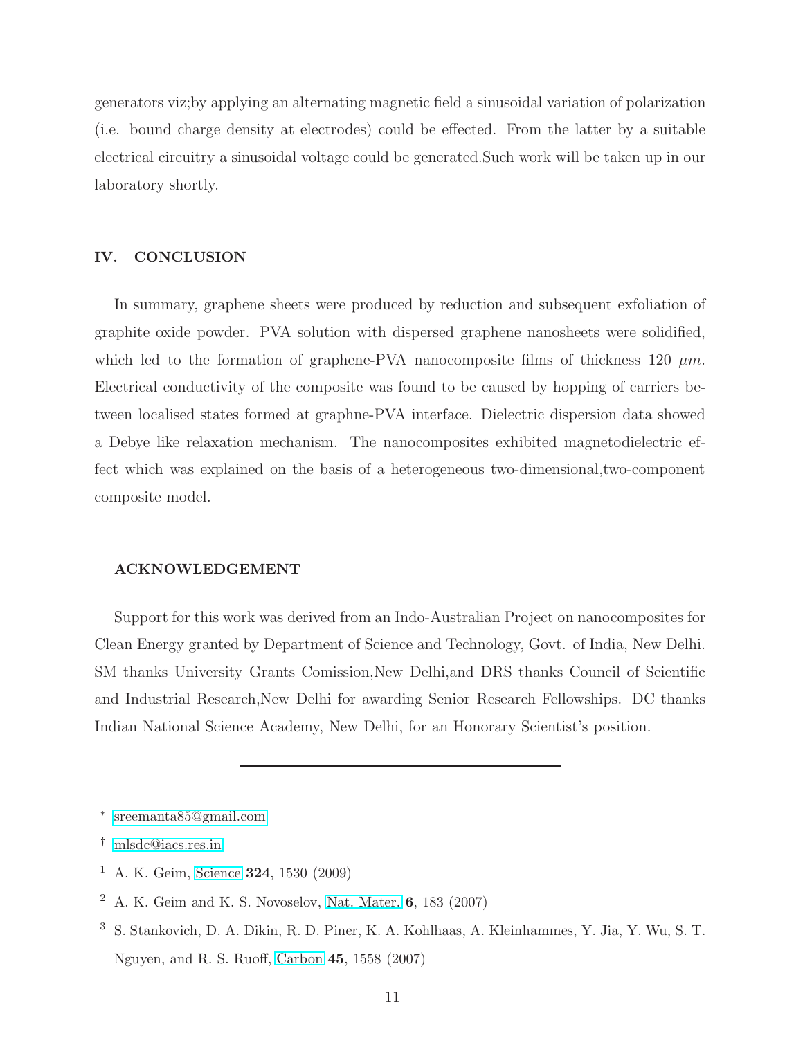generators viz;by applying an alternating magnetic field a sinusoidal variation of polarization (i.e. bound charge density at electrodes) could be effected. From the latter by a suitable electrical circuitry a sinusoidal voltage could be generated.Such work will be taken up in our laboratory shortly.

## IV. CONCLUSION

In summary, graphene sheets were produced by reduction and subsequent exfoliation of graphite oxide powder. PVA solution with dispersed graphene nanosheets were solidified, which led to the formation of graphene-PVA nanocomposite films of thickness 120 $\mu m$. Electrical conductivity of the composite was found to be caused by hopping of carriers between localised states formed at graphne-PVA interface. Dielectric dispersion data showed a Debye like relaxation mechanism. The nanocomposites exhibited magnetodielectric effect which was explained on the basis of a heterogeneous two-dimensional,two-component composite model.

## ACKNOWLEDGEMENT

Support for this work was derived from an Indo-Australian Project on nanocomposites for Clean Energy granted by Department of Science and Technology, Govt. of India, New Delhi. SM thanks University Grants Comission,New Delhi,and DRS thanks Council of Scientific and Industrial Research,New Delhi for awarding Senior Research Fellowships. DC thanks Indian National Science Academy, New Delhi, for an Honorary Scientist's position.

---

* sreemanta85@gmail.com

† mlsdc@iacs.res.in

[1] A. K. Geim, Science **324**, 1530 (2009)

[2] A. K. Geim and K. S. Novoselov, Nat. Mater. **6**, 183 (2007)

[3] S. Stankovich, D. A. Dikin, R. D. Piner, K. A. Kohlhaas, A. Kleinhammes, Y. Jia, Y. Wu, S. T. Nguyen, and R. S. Ruoff, Carbon **45**, 1558 (2007)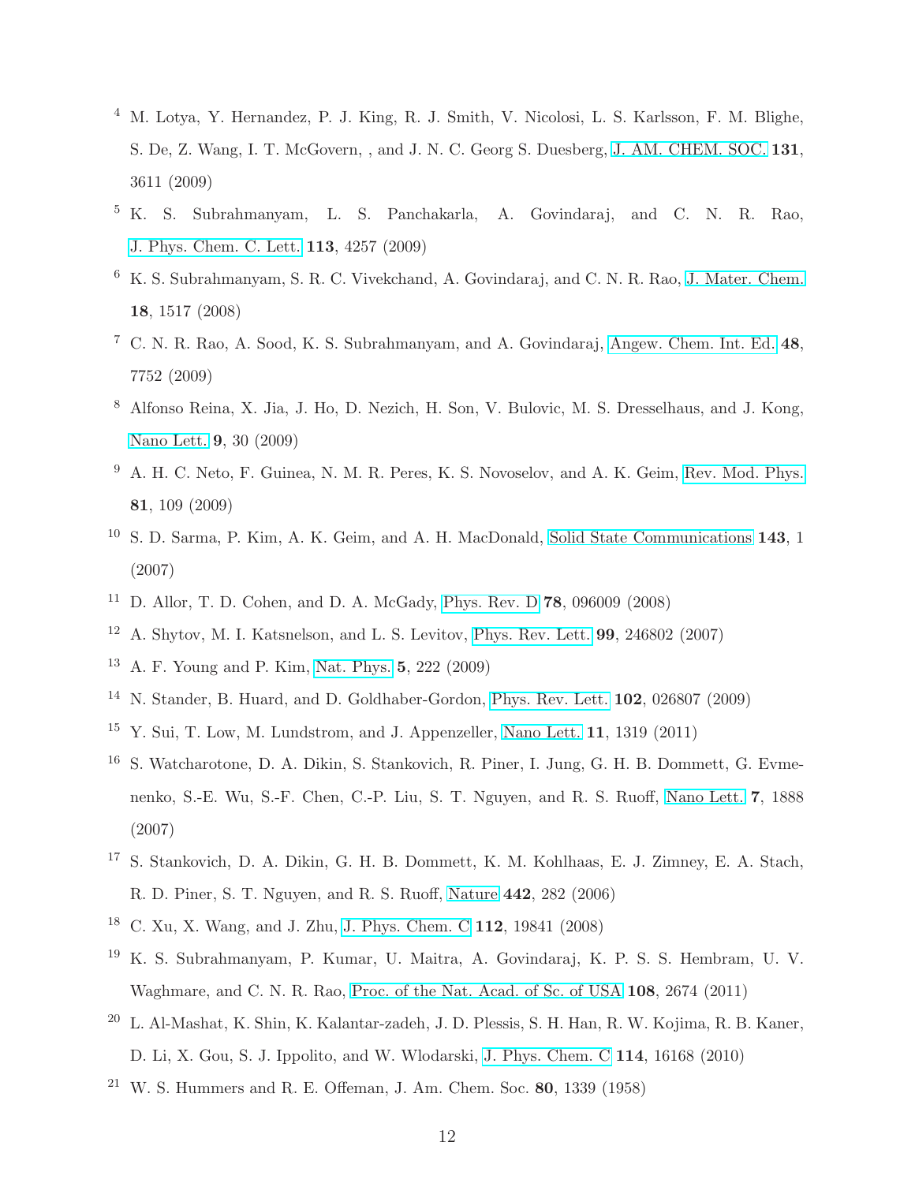[4] M. Lotya, Y. Hernandez, P. J. King, R. J. Smith, V. Nicolosi, L. S. Karlsson, F. M. Blighe, S. De, Z. Wang, I. T. McGovern, , and J. N. C. Georg S. Duesberg, J. AM. CHEM. SOC. **131**, 3611 (2009)

[5] K. S. Subrahmanyam, L. S. Panchakarla, A. Govindaraj, and C. N. R. Rao, J. Phys. Chem. C. Lett. **113**, 4257 (2009)

[6] K. S. Subrahmanyam, S. R. C. Vivekchand, A. Govindaraj, and C. N. R. Rao, J. Mater. Chem. **18**, 1517 (2008)

[7] C. N. R. Rao, A. Sood, K. S. Subrahmanyam, and A. Govindaraj, Angew. Chem. Int. Ed. **48**, 7752 (2009)

[8] Alfonso Reina, X. Jia, J. Ho, D. Nezich, H. Son, V. Bulovic, M. S. Dresselhaus, and J. Kong, Nano Lett. **9**, 30 (2009)

[9] A. H. C. Neto, F. Guinea, N. M. R. Peres, K. S. Novoselov, and A. K. Geim, Rev. Mod. Phys. **81**, 109 (2009)

[10] S. D. Sarma, P. Kim, A. K. Geim, and A. H. MacDonald, Solid State Communications **143**, 1 (2007)

[11] D. Allor, T. D. Cohen, and D. A. McGady, Phys. Rev. D **78**, 096009 (2008)

[12] A. Shytov, M. I. Katsnelson, and L. S. Levitov, Phys. Rev. Lett. **99**, 246802 (2007)

[13] A. F. Young and P. Kim, Nat. Phys. **5**, 222 (2009)

[14] N. Stander, B. Huard, and D. Goldhaber-Gordon, Phys. Rev. Lett. **102**, 026807 (2009)

[15] Y. Sui, T. Low, M. Lundstrom, and J. Appenzeller, Nano Lett. **11**, 1319 (2011)

[16] S. Watcharotone, D. A. Dikin, S. Stankovich, R. Piner, I. Jung, G. H. B. Dommett, G. Evmenenko, S.-E. Wu, S.-F. Chen, C.-P. Liu, S. T. Nguyen, and R. S. Ruoff, Nano Lett. **7**, 1888 (2007)

[17] S. Stankovich, D. A. Dikin, G. H. B. Dommett, K. M. Kohlhaas, E. J. Zimney, E. A. Stach, R. D. Piner, S. T. Nguyen, and R. S. Ruoff, Nature **442**, 282 (2006)

[18] C. Xu, X. Wang, and J. Zhu, J. Phys. Chem. C **112**, 19841 (2008)

[19] K. S. Subrahmanyam, P. Kumar, U. Maitra, A. Govindaraj, K. P. S. S. Hembram, U. V. Waghmare, and C. N. R. Rao, Proc. of the Nat. Acad. of Sc. of USA **108**, 2674 (2011)

[20] L. Al-Mashat, K. Shin, K. Kalantar-zadeh, J. D. Plessis, S. H. Han, R. W. Kojima, R. B. Kaner, D. Li, X. Gou, S. J. Ippolito, and W. Wlodarski, J. Phys. Chem. C **114**, 16168 (2010)

[21] W. S. Hummers and R. E. Offeman, J. Am. Chem. Soc. **80**, 1339 (1958)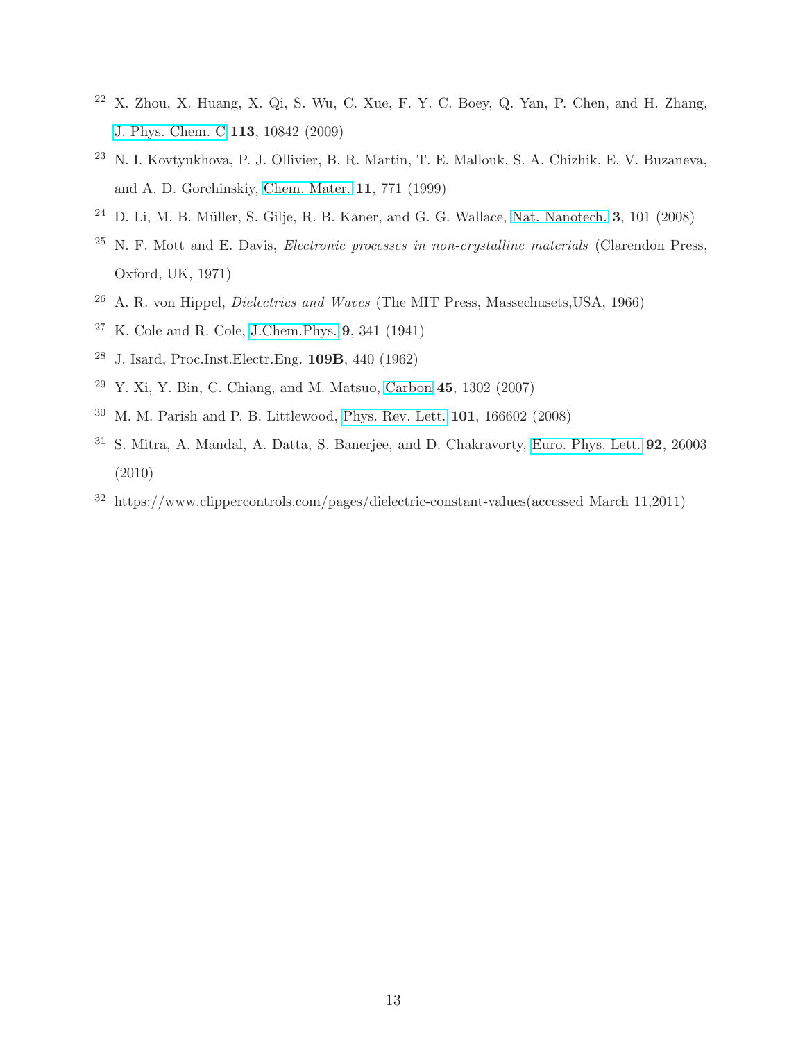[22] X. Zhou, X. Huang, X. Qi, S. Wu, C. Xue, F. Y. C. Boey, Q. Yan, P. Chen, and H. Zhang, J. Phys. Chem. C **113**, 10842 (2009)

[23] N. I. Kovtyukhova, P. J. Ollivier, B. R. Martin, T. E. Mallouk, S. A. Chizhik, E. V. Buzaneva, and A. D. Gorchinskiy, Chem. Mater. **11**, 771 (1999)

[24] D. Li, M. B. Müller, S. Gilje, R. B. Kaner, and G. G. Wallace, Nat. Nanotech. **3**, 101 (2008)

[25] N. F. Mott and E. Davis, *Electronic processes in non-crystalline materials* (Clarendon Press, Oxford, UK, 1971)

[26] A. R. von Hippel, *Dielectrics and Waves* (The MIT Press, Massechusets,USA, 1966)

[27] K. Cole and R. Cole, J.Chem.Phys. **9**, 341 (1941)

[28] J. Isard, Proc.Inst.Electr.Eng. **109B**, 440 (1962)

[29] Y. Xi, Y. Bin, C. Chiang, and M. Matsuo, Carbon **45**, 1302 (2007)

[30] M. M. Parish and P. B. Littlewood, Phys. Rev. Lett. **101**, 166602 (2008)

[31] S. Mitra, A. Mandal, A. Datta, S. Banerjee, and D. Chakravorty, Euro. Phys. Lett. **92**, 26003 (2010)

[32] https://www.clippercontrols.com/pages/dielectric-constant-values(accessed March 11,2011)